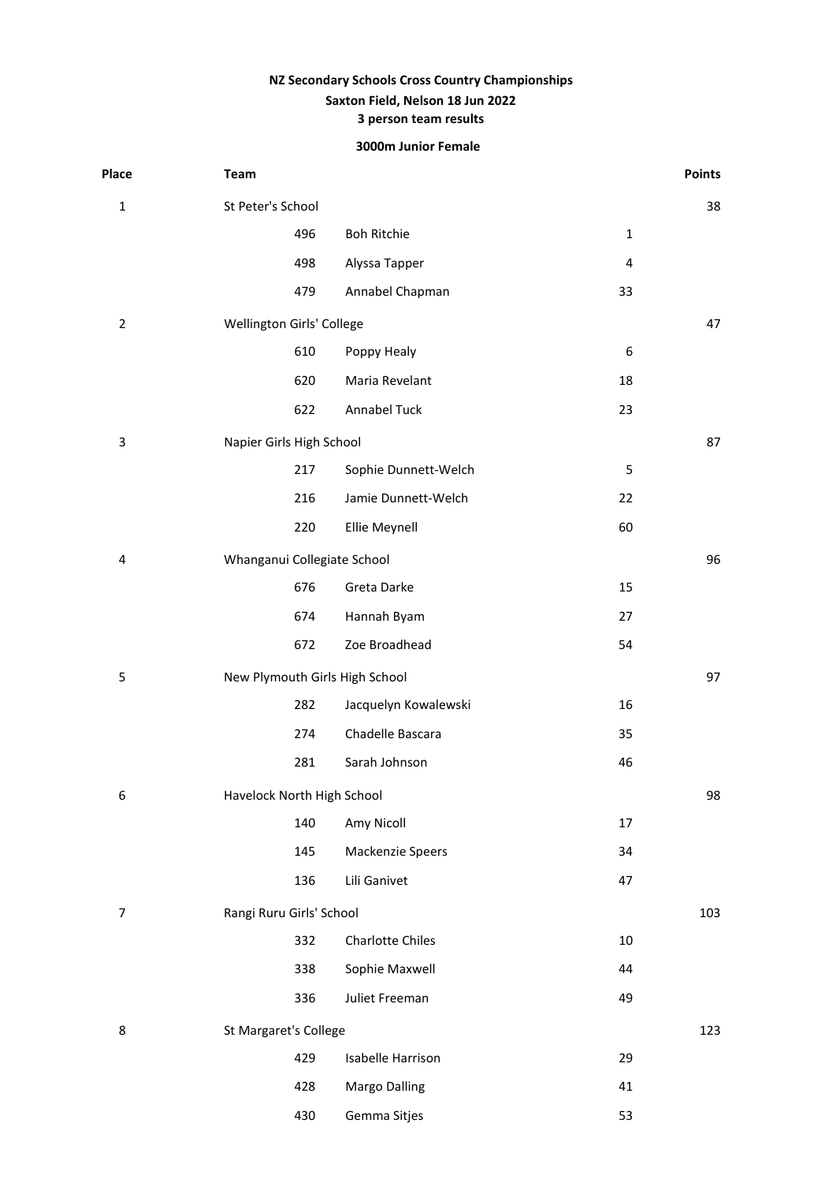**NZ Secondary Schools Cross Country Championships**

**Saxton Field, Nelson 18 Jun 2022**

**3 person team results**

**3000m Junior Female**

| Place | Team | | | Points |
|---|---|---|---|---|
| 1 | St Peter's School | | | 38 |
| | 496 | Boh Ritchie | 1 | |
| | 498 | Alyssa Tapper | 4 | |
| | 479 | Annabel Chapman | 33 | |
| 2 | Wellington Girls' College | | | 47 |
| | 610 | Poppy Healy | 6 | |
| | 620 | Maria Revelant | 18 | |
| | 622 | Annabel Tuck | 23 | |
| 3 | Napier Girls High School | | | 87 |
| | 217 | Sophie Dunnett-Welch | 5 | |
| | 216 | Jamie Dunnett-Welch | 22 | |
| | 220 | Ellie Meynell | 60 | |
| 4 | Whanganui Collegiate School | | | 96 |
| | 676 | Greta Darke | 15 | |
| | 674 | Hannah Byam | 27 | |
| | 672 | Zoe Broadhead | 54 | |
| 5 | New Plymouth Girls High School | | | 97 |
| | 282 | Jacquelyn Kowalewski | 16 | |
| | 274 | Chadelle Bascara | 35 | |
| | 281 | Sarah Johnson | 46 | |
| 6 | Havelock North High School | | | 98 |
| | 140 | Amy Nicoll | 17 | |
| | 145 | Mackenzie Speers | 34 | |
| | 136 | Lili Ganivet | 47 | |
| 7 | Rangi Ruru Girls' School | | | 103 |
| | 332 | Charlotte Chiles | 10 | |
| | 338 | Sophie Maxwell | 44 | |
| | 336 | Juliet Freeman | 49 | |
| 8 | St Margaret's College | | | 123 |
| | 429 | Isabelle Harrison | 29 | |
| | 428 | Margo Dalling | 41 | |
| | 430 | Gemma Sitjes | 53 | |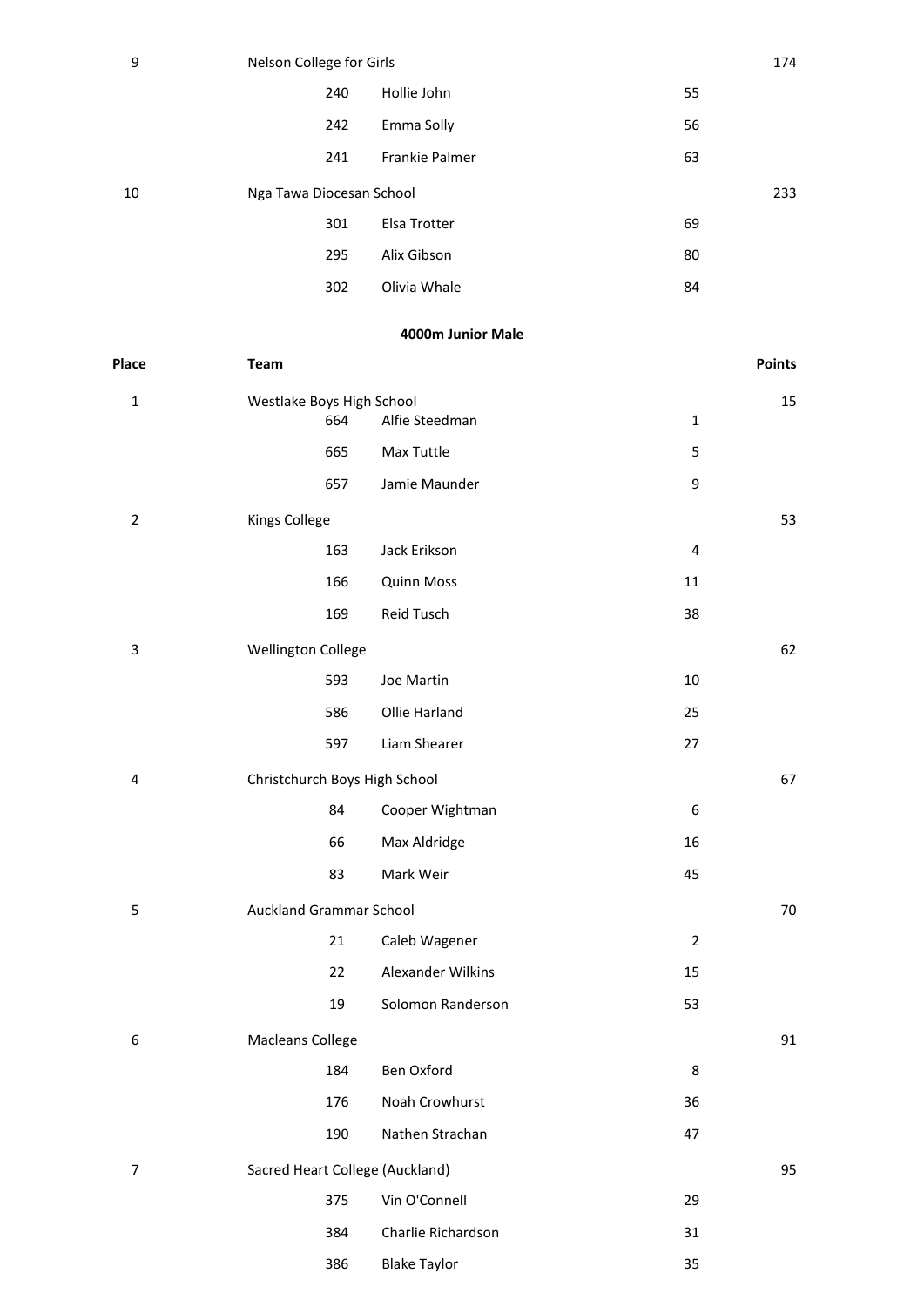| Place | Team | | | | Points |
|---|---|---|---|---|---|
| 9 | Nelson College for Girls | | | | 174 |
| | | 240 | Hollie John | 55 | |
| | | 242 | Emma Solly | 56 | |
| | | 241 | Frankie Palmer | 63 | |
| 10 | Nga Tawa Diocesan School | | | | 233 |
| | | 301 | Elsa Trotter | 69 | |
| | | 295 | Alix Gibson | 80 | |
| | | 302 | Olivia Whale | 84 | |

### 4000m Junior Male

| Place | Team | | | | Points |
|---|---|---|---|---|---|
| 1 | Westlake Boys High School | | | | 15 |
| | | 664 | Alfie Steedman | 1 | |
| | | 665 | Max Tuttle | 5 | |
| | | 657 | Jamie Maunder | 9 | |
| 2 | Kings College | | | | 53 |
| | | 163 | Jack Erikson | 4 | |
| | | 166 | Quinn Moss | 11 | |
| | | 169 | Reid Tusch | 38 | |
| 3 | Wellington College | | | | 62 |
| | | 593 | Joe Martin | 10 | |
| | | 586 | Ollie Harland | 25 | |
| | | 597 | Liam Shearer | 27 | |
| 4 | Christchurch Boys High School | | | | 67 |
| | | 84 | Cooper Wightman | 6 | |
| | | 66 | Max Aldridge | 16 | |
| | | 83 | Mark Weir | 45 | |
| 5 | Auckland Grammar School | | | | 70 |
| | | 21 | Caleb Wagener | 2 | |
| | | 22 | Alexander Wilkins | 15 | |
| | | 19 | Solomon Randerson | 53 | |
| 6 | Macleans College | | | | 91 |
| | | 184 | Ben Oxford | 8 | |
| | | 176 | Noah Crowhurst | 36 | |
| | | 190 | Nathen Strachan | 47 | |
| 7 | Sacred Heart College (Auckland) | | | | 95 |
| | | 375 | Vin O'Connell | 29 | |
| | | 384 | Charlie Richardson | 31 | |
| | | 386 | Blake Taylor | 35 | |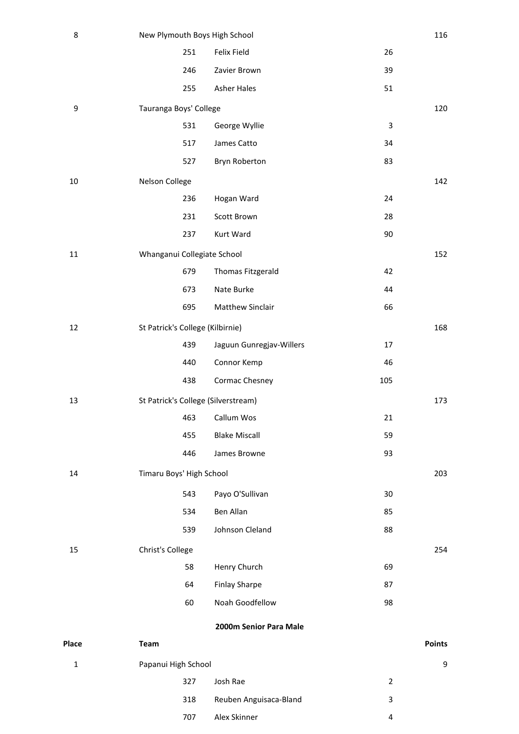| Place | Team | | | Points |
|---|---|---|---|---|
| 8 | New Plymouth Boys High School | | | 116 |
| | 251 | Felix Field | 26 | |
| | 246 | Zavier Brown | 39 | |
| | 255 | Asher Hales | 51 | |
| 9 | Tauranga Boys' College | | | 120 |
| | 531 | George Wyllie | 3 | |
| | 517 | James Catto | 34 | |
| | 527 | Bryn Roberton | 83 | |
| 10 | Nelson College | | | 142 |
| | 236 | Hogan Ward | 24 | |
| | 231 | Scott Brown | 28 | |
| | 237 | Kurt Ward | 90 | |
| 11 | Whanganui Collegiate School | | | 152 |
| | 679 | Thomas Fitzgerald | 42 | |
| | 673 | Nate Burke | 44 | |
| | 695 | Matthew Sinclair | 66 | |
| 12 | St Patrick's College (Kilbirnie) | | | 168 |
| | 439 | Jaguun Gunregjav-Willers | 17 | |
| | 440 | Connor Kemp | 46 | |
| | 438 | Cormac Chesney | 105 | |
| 13 | St Patrick's College (Silverstream) | | | 173 |
| | 463 | Callum Wos | 21 | |
| | 455 | Blake Miscall | 59 | |
| | 446 | James Browne | 93 | |
| 14 | Timaru Boys' High School | | | 203 |
| | 543 | Payo O'Sullivan | 30 | |
| | 534 | Ben Allan | 85 | |
| | 539 | Johnson Cleland | 88 | |
| 15 | Christ's College | | | 254 |
| | 58 | Henry Church | 69 | |
| | 64 | Finlay Sharpe | 87 | |
| | 60 | Noah Goodfellow | 98 | |

**2000m Senior Para Male**

| Place | Team | | | Points |
|---|---|---|---|---|
| 1 | Papanui High School | | | 9 |
| | 327 | Josh Rae | 2 | |
| | 318 | Reuben Anguisaca-Bland | 3 | |
| | 707 | Alex Skinner | 4 | |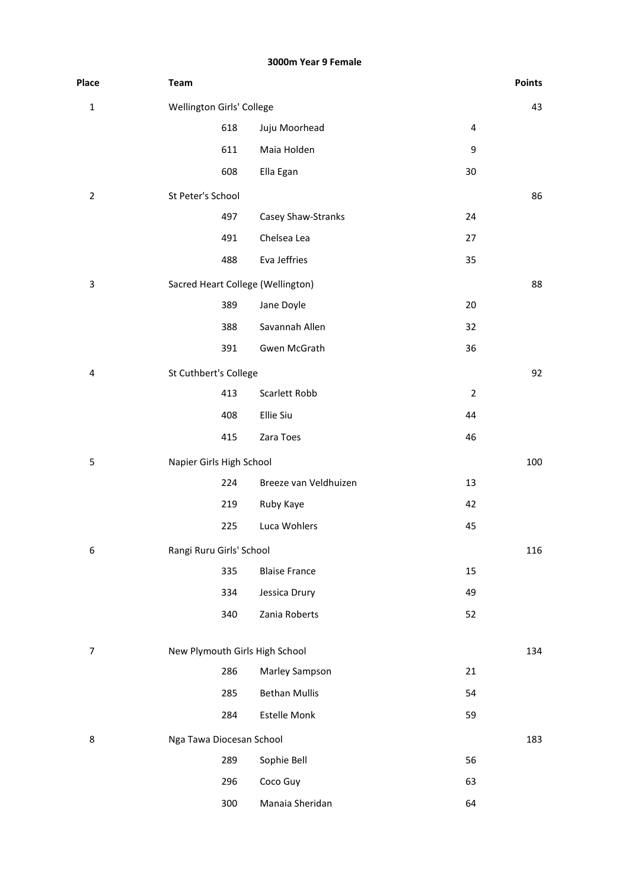### 3000m Year 9 Female

| Place | Team | | | Points |
|---|---|---|---|---|
| 1 | Wellington Girls' College | | | 43 |
| | 618 | Juju Moorhead | 4 | |
| | 611 | Maia Holden | 9 | |
| | 608 | Ella Egan | 30 | |
| 2 | St Peter's School | | | 86 |
| | 497 | Casey Shaw-Stranks | 24 | |
| | 491 | Chelsea Lea | 27 | |
| | 488 | Eva Jeffries | 35 | |
| 3 | Sacred Heart College (Wellington) | | | 88 |
| | 389 | Jane Doyle | 20 | |
| | 388 | Savannah Allen | 32 | |
| | 391 | Gwen McGrath | 36 | |
| 4 | St Cuthbert's College | | | 92 |
| | 413 | Scarlett Robb | 2 | |
| | 408 | Ellie Siu | 44 | |
| | 415 | Zara Toes | 46 | |
| 5 | Napier Girls High School | | | 100 |
| | 224 | Breeze van Veldhuizen | 13 | |
| | 219 | Ruby Kaye | 42 | |
| | 225 | Luca Wohlers | 45 | |
| 6 | Rangi Ruru Girls' School | | | 116 |
| | 335 | Blaise France | 15 | |
| | 334 | Jessica Drury | 49 | |
| | 340 | Zania Roberts | 52 | |
| 7 | New Plymouth Girls High School | | | 134 |
| | 286 | Marley Sampson | 21 | |
| | 285 | Bethan Mullis | 54 | |
| | 284 | Estelle Monk | 59 | |
| 8 | Nga Tawa Diocesan School | | | 183 |
| | 289 | Sophie Bell | 56 | |
| | 296 | Coco Guy | 63 | |
| | 300 | Manaia Sheridan | 64 | |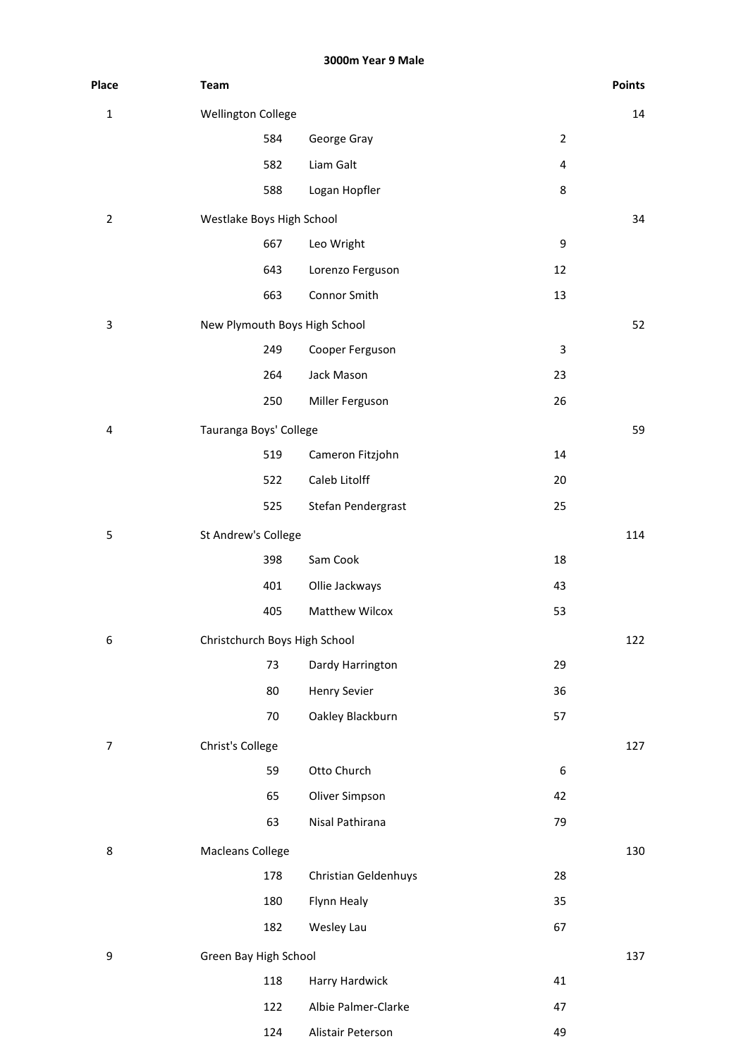**3000m Year 9 Male**

| Place | Team | | | Points |
|---|---|---|---|---|
| 1 | Wellington College | | | 14 |
| | 584 | George Gray | 2 | |
| | 582 | Liam Galt | 4 | |
| | 588 | Logan Hopfler | 8 | |
| 2 | Westlake Boys High School | | | 34 |
| | 667 | Leo Wright | 9 | |
| | 643 | Lorenzo Ferguson | 12 | |
| | 663 | Connor Smith | 13 | |
| 3 | New Plymouth Boys High School | | | 52 |
| | 249 | Cooper Ferguson | 3 | |
| | 264 | Jack Mason | 23 | |
| | 250 | Miller Ferguson | 26 | |
| 4 | Tauranga Boys' College | | | 59 |
| | 519 | Cameron Fitzjohn | 14 | |
| | 522 | Caleb Litolff | 20 | |
| | 525 | Stefan Pendergrast | 25 | |
| 5 | St Andrew's College | | | 114 |
| | 398 | Sam Cook | 18 | |
| | 401 | Ollie Jackways | 43 | |
| | 405 | Matthew Wilcox | 53 | |
| 6 | Christchurch Boys High School | | | 122 |
| | 73 | Dardy Harrington | 29 | |
| | 80 | Henry Sevier | 36 | |
| | 70 | Oakley Blackburn | 57 | |
| 7 | Christ's College | | | 127 |
| | 59 | Otto Church | 6 | |
| | 65 | Oliver Simpson | 42 | |
| | 63 | Nisal Pathirana | 79 | |
| 8 | Macleans College | | | 130 |
| | 178 | Christian Geldenhuys | 28 | |
| | 180 | Flynn Healy | 35 | |
| | 182 | Wesley Lau | 67 | |
| 9 | Green Bay High School | | | 137 |
| | 118 | Harry Hardwick | 41 | |
| | 122 | Albie Palmer-Clarke | 47 | |
| | 124 | Alistair Peterson | 49 | |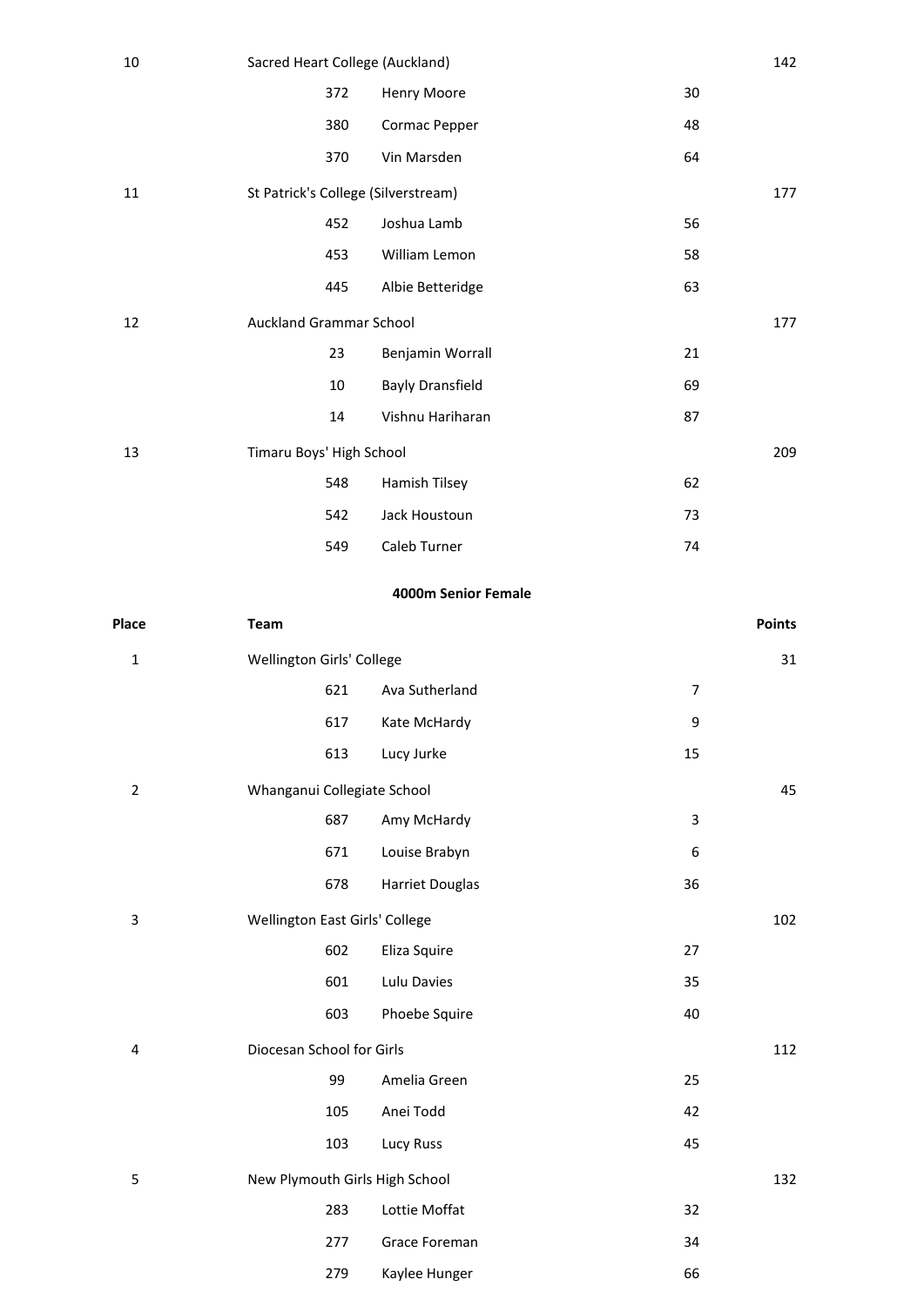| Place | Team | | | | Points |
|---|---|---|---|---|---|
| 10 | Sacred Heart College (Auckland) | | | | 142 |
| | | 372 | Henry Moore | 30 | |
| | | 380 | Cormac Pepper | 48 | |
| | | 370 | Vin Marsden | 64 | |
| 11 | St Patrick's College (Silverstream) | | | | 177 |
| | | 452 | Joshua Lamb | 56 | |
| | | 453 | William Lemon | 58 | |
| | | 445 | Albie Betteridge | 63 | |
| 12 | Auckland Grammar School | | | | 177 |
| | | 23 | Benjamin Worrall | 21 | |
| | | 10 | Bayly Dransfield | 69 | |
| | | 14 | Vishnu Hariharan | 87 | |
| 13 | Timaru Boys' High School | | | | 209 |
| | | 548 | Hamish Tilsey | 62 | |
| | | 542 | Jack Houstoun | 73 | |
| | | 549 | Caleb Turner | 74 | |

**4000m Senior Female**

| Place | Team | | | | Points |
|---|---|---|---|---|---|
| 1 | Wellington Girls' College | | | | 31 |
| | | 621 | Ava Sutherland | 7 | |
| | | 617 | Kate McHardy | 9 | |
| | | 613 | Lucy Jurke | 15 | |
| 2 | Whanganui Collegiate School | | | | 45 |
| | | 687 | Amy McHardy | 3 | |
| | | 671 | Louise Brabyn | 6 | |
| | | 678 | Harriet Douglas | 36 | |
| 3 | Wellington East Girls' College | | | | 102 |
| | | 602 | Eliza Squire | 27 | |
| | | 601 | Lulu Davies | 35 | |
| | | 603 | Phoebe Squire | 40 | |
| 4 | Diocesan School for Girls | | | | 112 |
| | | 99 | Amelia Green | 25 | |
| | | 105 | Anei Todd | 42 | |
| | | 103 | Lucy Russ | 45 | |
| 5 | New Plymouth Girls High School | | | | 132 |
| | | 283 | Lottie Moffat | 32 | |
| | | 277 | Grace Foreman | 34 | |
| | | 279 | Kaylee Hunger | 66 | |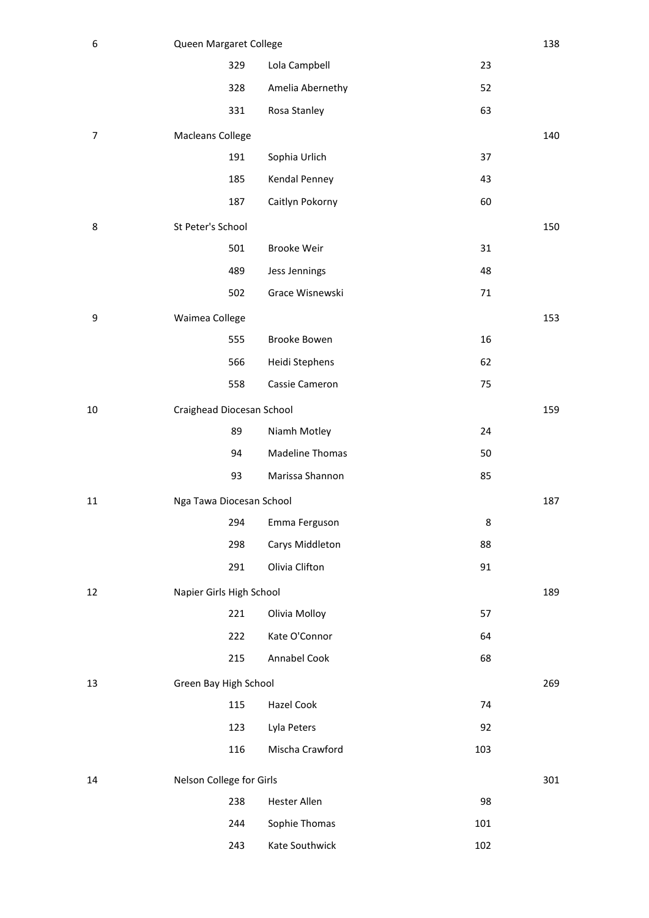| | | | | |
|---|---|---|---|---|
| 6 | Queen Margaret College | | | 138 |
| | 329 | Lola Campbell | 23 | |
| | 328 | Amelia Abernethy | 52 | |
| | 331 | Rosa Stanley | 63 | |
| 7 | Macleans College | | | 140 |
| | 191 | Sophia Urlich | 37 | |
| | 185 | Kendal Penney | 43 | |
| | 187 | Caitlyn Pokorny | 60 | |
| 8 | St Peter's School | | | 150 |
| | 501 | Brooke Weir | 31 | |
| | 489 | Jess Jennings | 48 | |
| | 502 | Grace Wisnewski | 71 | |
| 9 | Waimea College | | | 153 |
| | 555 | Brooke Bowen | 16 | |
| | 566 | Heidi Stephens | 62 | |
| | 558 | Cassie Cameron | 75 | |
| 10 | Craighead Diocesan School | | | 159 |
| | 89 | Niamh Motley | 24 | |
| | 94 | Madeline Thomas | 50 | |
| | 93 | Marissa Shannon | 85 | |
| 11 | Nga Tawa Diocesan School | | | 187 |
| | 294 | Emma Ferguson | 8 | |
| | 298 | Carys Middleton | 88 | |
| | 291 | Olivia Clifton | 91 | |
| 12 | Napier Girls High School | | | 189 |
| | 221 | Olivia Molloy | 57 | |
| | 222 | Kate O'Connor | 64 | |
| | 215 | Annabel Cook | 68 | |
| 13 | Green Bay High School | | | 269 |
| | 115 | Hazel Cook | 74 | |
| | 123 | Lyla Peters | 92 | |
| | 116 | Mischa Crawford | 103 | |
| 14 | Nelson College for Girls | | | 301 |
| | 238 | Hester Allen | 98 | |
| | 244 | Sophie Thomas | 101 | |
| | 243 | Kate Southwick | 102 | |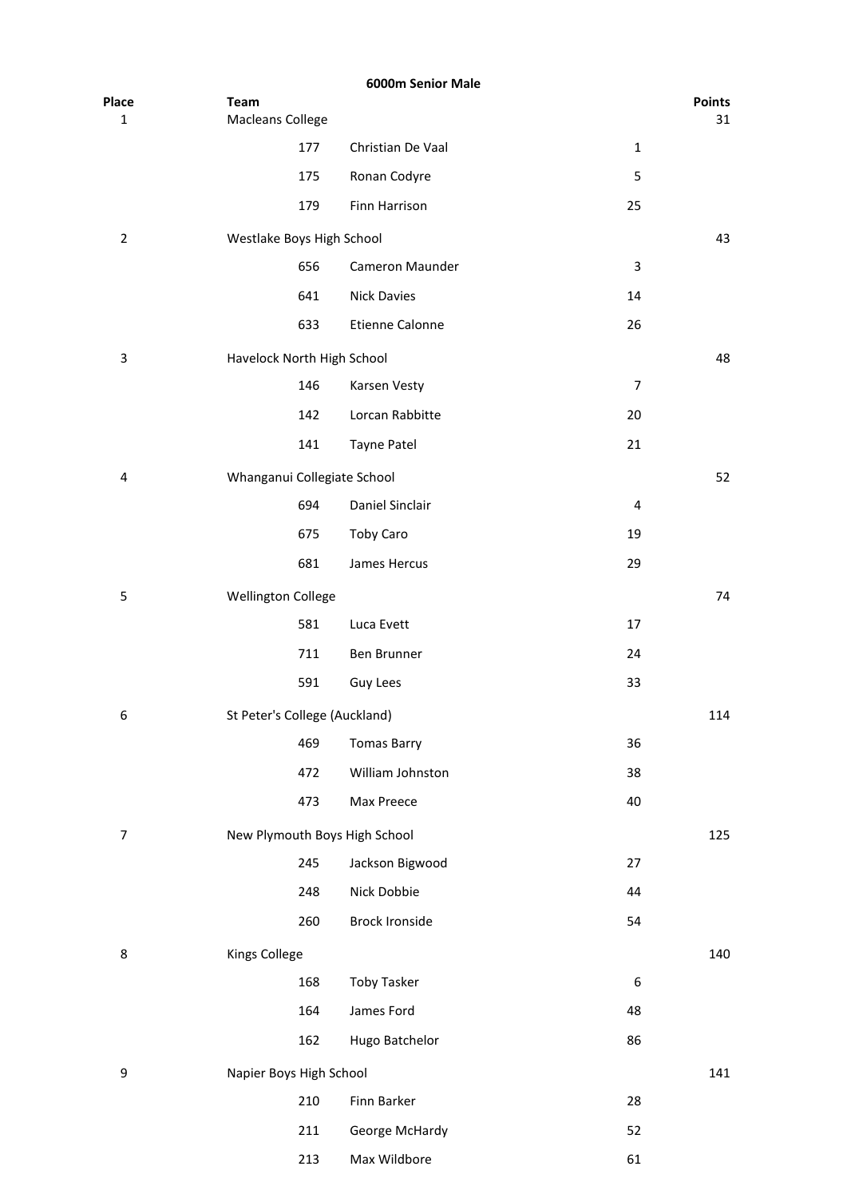### 6000m Senior Male

| Place | Team | | | | Points |
|---|---|---|---|---|---|
| 1 | Macleans College | | | | 31 |
| | | 177 | Christian De Vaal | 1 | |
| | | 175 | Ronan Codyre | 5 | |
| | | 179 | Finn Harrison | 25 | |
| 2 | Westlake Boys High School | | | | 43 |
| | | 656 | Cameron Maunder | 3 | |
| | | 641 | Nick Davies | 14 | |
| | | 633 | Etienne Calonne | 26 | |
| 3 | Havelock North High School | | | | 48 |
| | | 146 | Karsen Vesty | 7 | |
| | | 142 | Lorcan Rabbitte | 20 | |
| | | 141 | Tayne Patel | 21 | |
| 4 | Whanganui Collegiate School | | | | 52 |
| | | 694 | Daniel Sinclair | 4 | |
| | | 675 | Toby Caro | 19 | |
| | | 681 | James Hercus | 29 | |
| 5 | Wellington College | | | | 74 |
| | | 581 | Luca Evett | 17 | |
| | | 711 | Ben Brunner | 24 | |
| | | 591 | Guy Lees | 33 | |
| 6 | St Peter's College (Auckland) | | | | 114 |
| | | 469 | Tomas Barry | 36 | |
| | | 472 | William Johnston | 38 | |
| | | 473 | Max Preece | 40 | |
| 7 | New Plymouth Boys High School | | | | 125 |
| | | 245 | Jackson Bigwood | 27 | |
| | | 248 | Nick Dobbie | 44 | |
| | | 260 | Brock Ironside | 54 | |
| 8 | Kings College | | | | 140 |
| | | 168 | Toby Tasker | 6 | |
| | | 164 | James Ford | 48 | |
| | | 162 | Hugo Batchelor | 86 | |
| 9 | Napier Boys High School | | | | 141 |
| | | 210 | Finn Barker | 28 | |
| | | 211 | George McHardy | 52 | |
| | | 213 | Max Wildbore | 61 | |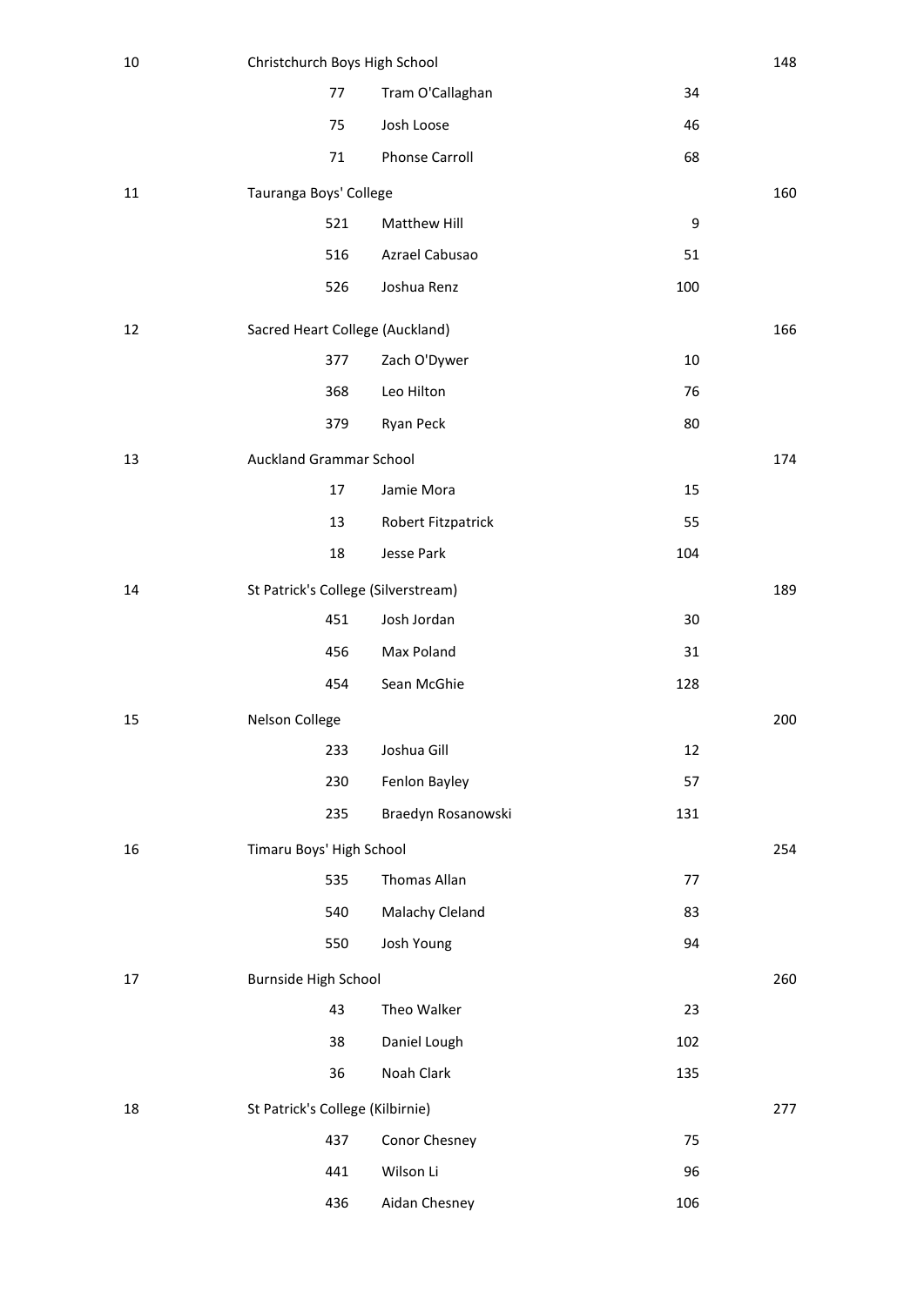| | | | | |
|---|---|---|---|---|
| 10 | Christchurch Boys High School | | | 148 |
| | 77 | Tram O'Callaghan | 34 | |
| | 75 | Josh Loose | 46 | |
| | 71 | Phonse Carroll | 68 | |
| 11 | Tauranga Boys' College | | | 160 |
| | 521 | Matthew Hill | 9 | |
| | 516 | Azrael Cabusao | 51 | |
| | 526 | Joshua Renz | 100 | |
| 12 | Sacred Heart College (Auckland) | | | 166 |
| | 377 | Zach O'Dywer | 10 | |
| | 368 | Leo Hilton | 76 | |
| | 379 | Ryan Peck | 80 | |
| 13 | Auckland Grammar School | | | 174 |
| | 17 | Jamie Mora | 15 | |
| | 13 | Robert Fitzpatrick | 55 | |
| | 18 | Jesse Park | 104 | |
| 14 | St Patrick's College (Silverstream) | | | 189 |
| | 451 | Josh Jordan | 30 | |
| | 456 | Max Poland | 31 | |
| | 454 | Sean McGhie | 128 | |
| 15 | Nelson College | | | 200 |
| | 233 | Joshua Gill | 12 | |
| | 230 | Fenlon Bayley | 57 | |
| | 235 | Braedyn Rosanowski | 131 | |
| 16 | Timaru Boys' High School | | | 254 |
| | 535 | Thomas Allan | 77 | |
| | 540 | Malachy Cleland | 83 | |
| | 550 | Josh Young | 94 | |
| 17 | Burnside High School | | | 260 |
| | 43 | Theo Walker | 23 | |
| | 38 | Daniel Lough | 102 | |
| | 36 | Noah Clark | 135 | |
| 18 | St Patrick's College (Kilbirnie) | | | 277 |
| | 437 | Conor Chesney | 75 | |
| | 441 | Wilson Li | 96 | |
| | 436 | Aidan Chesney | 106 | |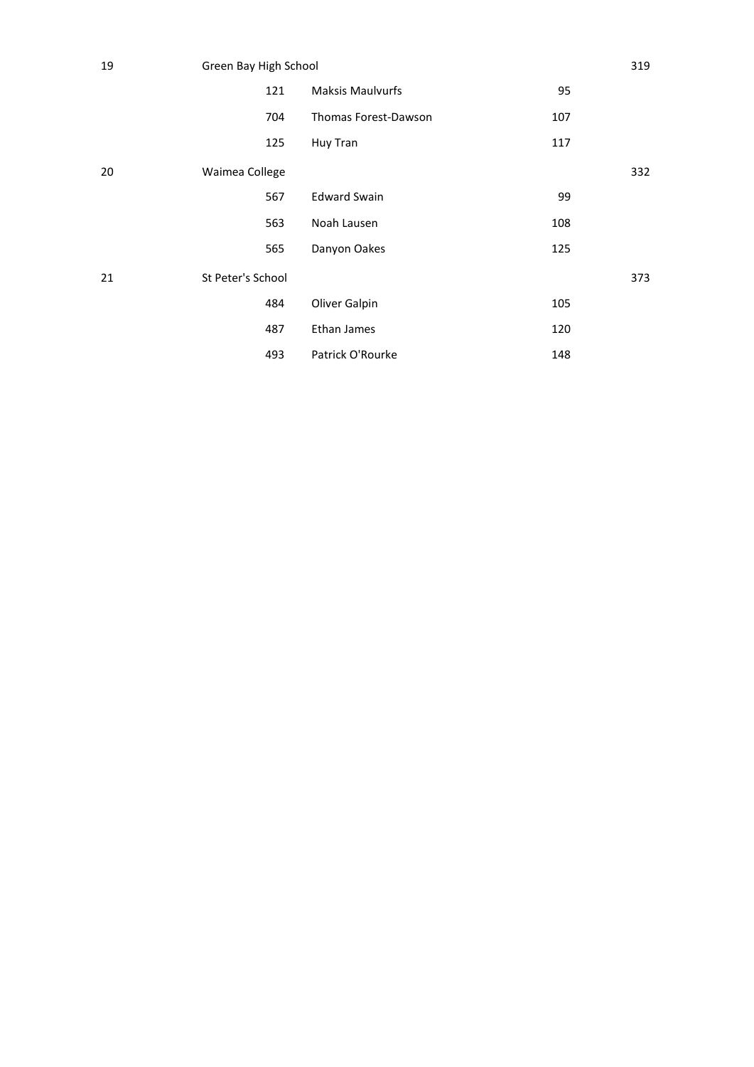| | | | | |
|---|---|---|---|---|
| 19 | Green Bay High School | | | 319 |
| | 121 | Maksis Maulvurfs | 95 | |
| | 704 | Thomas Forest-Dawson | 107 | |
| | 125 | Huy Tran | 117 | |
| 20 | Waimea College | | | 332 |
| | 567 | Edward Swain | 99 | |
| | 563 | Noah Lausen | 108 | |
| | 565 | Danyon Oakes | 125 | |
| 21 | St Peter's School | | | 373 |
| | 484 | Oliver Galpin | 105 | |
| | 487 | Ethan James | 120 | |
| | 493 | Patrick O'Rourke | 148 | |